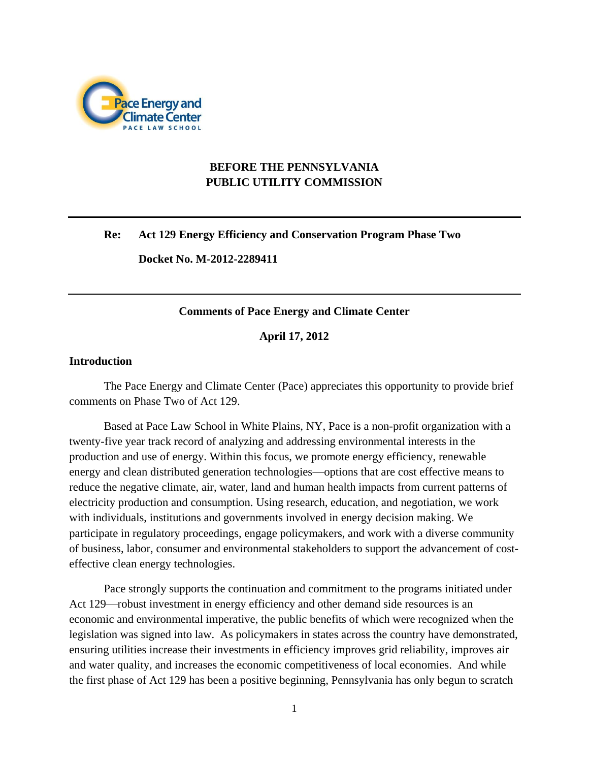**BEFORE THE PENNSYLVANIA PUBLIC UTILITY COMMISSION**

---

**Re: Act 129 Energy Efficiency and Conservation Program Phase Two**

**Docket No. M-2012-2289411**

---

**Comments of Pace Energy and Climate Center**

**April 17, 2012**

## Introduction

The Pace Energy and Climate Center (Pace) appreciates this opportunity to provide brief comments on Phase Two of Act 129.

Based at Pace Law School in White Plains, NY, Pace is a non-profit organization with a twenty-five year track record of analyzing and addressing environmental interests in the production and use of energy. Within this focus, we promote energy efficiency, renewable energy and clean distributed generation technologies—options that are cost effective means to reduce the negative climate, air, water, land and human health impacts from current patterns of electricity production and consumption. Using research, education, and negotiation, we work with individuals, institutions and governments involved in energy decision making. We participate in regulatory proceedings, engage policymakers, and work with a diverse community of business, labor, consumer and environmental stakeholders to support the advancement of cost-effective clean energy technologies.

Pace strongly supports the continuation and commitment to the programs initiated under Act 129—robust investment in energy efficiency and other demand side resources is an economic and environmental imperative, the public benefits of which were recognized when the legislation was signed into law. As policymakers in states across the country have demonstrated, ensuring utilities increase their investments in efficiency improves grid reliability, improves air and water quality, and increases the economic competitiveness of local economies. And while the first phase of Act 129 has been a positive beginning, Pennsylvania has only begun to scratch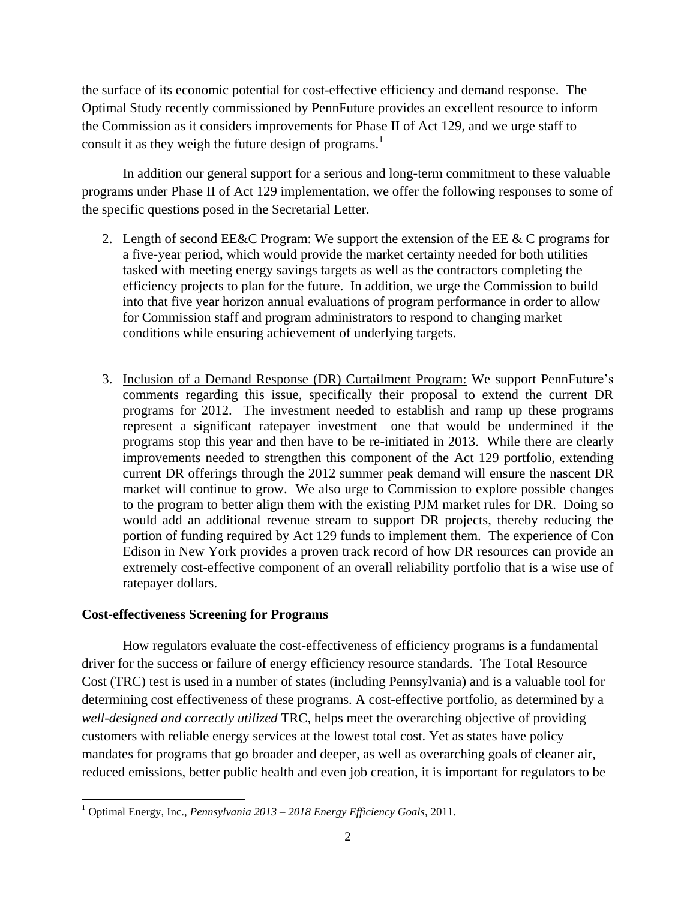the surface of its economic potential for cost-effective efficiency and demand response. The Optimal Study recently commissioned by PennFuture provides an excellent resource to inform the Commission as it considers improvements for Phase II of Act 129, and we urge staff to consult it as they weigh the future design of programs.[1]

In addition our general support for a serious and long-term commitment to these valuable programs under Phase II of Act 129 implementation, we offer the following responses to some of the specific questions posed in the Secretarial Letter.

2. <u>Length of second EE&C Program:</u> We support the extension of the EE & C programs for a five-year period, which would provide the market certainty needed for both utilities tasked with meeting energy savings targets as well as the contractors completing the efficiency projects to plan for the future. In addition, we urge the Commission to build into that five year horizon annual evaluations of program performance in order to allow for Commission staff and program administrators to respond to changing market conditions while ensuring achievement of underlying targets.

3. <u>Inclusion of a Demand Response (DR) Curtailment Program:</u> We support PennFuture's comments regarding this issue, specifically their proposal to extend the current DR programs for 2012. The investment needed to establish and ramp up these programs represent a significant ratepayer investment—one that would be undermined if the programs stop this year and then have to be re-initiated in 2013. While there are clearly improvements needed to strengthen this component of the Act 129 portfolio, extending current DR offerings through the 2012 summer peak demand will ensure the nascent DR market will continue to grow. We also urge to Commission to explore possible changes to the program to better align them with the existing PJM market rules for DR. Doing so would add an additional revenue stream to support DR projects, thereby reducing the portion of funding required by Act 129 funds to implement them. The experience of Con Edison in New York provides a proven track record of how DR resources can provide an extremely cost-effective component of an overall reliability portfolio that is a wise use of ratepayer dollars.

**Cost-effectiveness Screening for Programs**

How regulators evaluate the cost-effectiveness of efficiency programs is a fundamental driver for the success or failure of energy efficiency resource standards. The Total Resource Cost (TRC) test is used in a number of states (including Pennsylvania) and is a valuable tool for determining cost effectiveness of these programs. A cost-effective portfolio, as determined by a *well-designed and correctly utilized* TRC, helps meet the overarching objective of providing customers with reliable energy services at the lowest total cost. Yet as states have policy mandates for programs that go broader and deeper, as well as overarching goals of cleaner air, reduced emissions, better public health and even job creation, it is important for regulators to be

[1] Optimal Energy, Inc., *Pennsylvania 2013 – 2018 Energy Efficiency Goals*, 2011.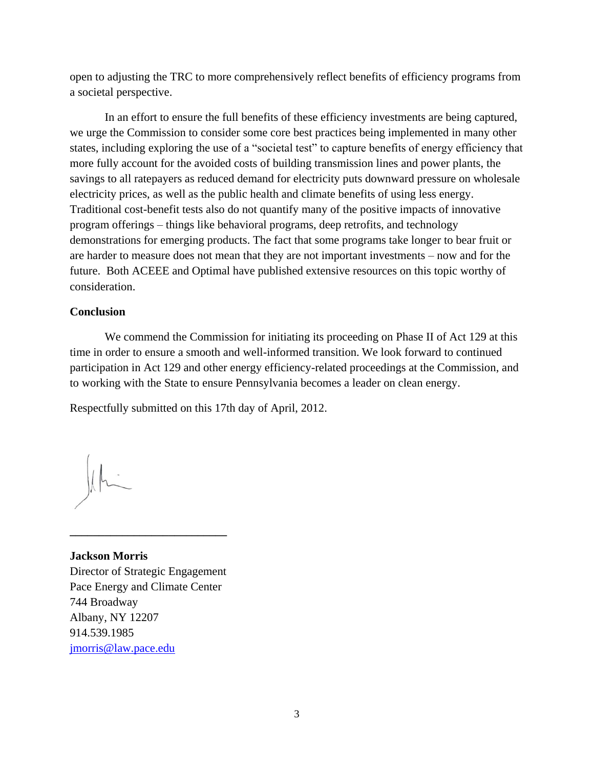open to adjusting the TRC to more comprehensively reflect benefits of efficiency programs from a societal perspective.

In an effort to ensure the full benefits of these efficiency investments are being captured, we urge the Commission to consider some core best practices being implemented in many other states, including exploring the use of a "societal test" to capture benefits of energy efficiency that more fully account for the avoided costs of building transmission lines and power plants, the savings to all ratepayers as reduced demand for electricity puts downward pressure on wholesale electricity prices, as well as the public health and climate benefits of using less energy. Traditional cost-benefit tests also do not quantify many of the positive impacts of innovative program offerings – things like behavioral programs, deep retrofits, and technology demonstrations for emerging products. The fact that some programs take longer to bear fruit or are harder to measure does not mean that they are not important investments – now and for the future. Both ACEEE and Optimal have published extensive resources on this topic worthy of consideration.

**Conclusion**

We commend the Commission for initiating its proceeding on Phase II of Act 129 at this time in order to ensure a smooth and well-informed transition. We look forward to continued participation in Act 129 and other energy efficiency-related proceedings at the Commission, and to working with the State to ensure Pennsylvania becomes a leader on clean energy.

Respectfully submitted on this 17th day of April, 2012.

\_\_\_\_\_\_\_\_\_\_\_\_\_\_\_\_\_\_\_\_\_\_\_\_\_\_\_

**Jackson Morris**
Director of Strategic Engagement
Pace Energy and Climate Center
744 Broadway
Albany, NY 12207
914.539.1985
jmorris@law.pace.edu